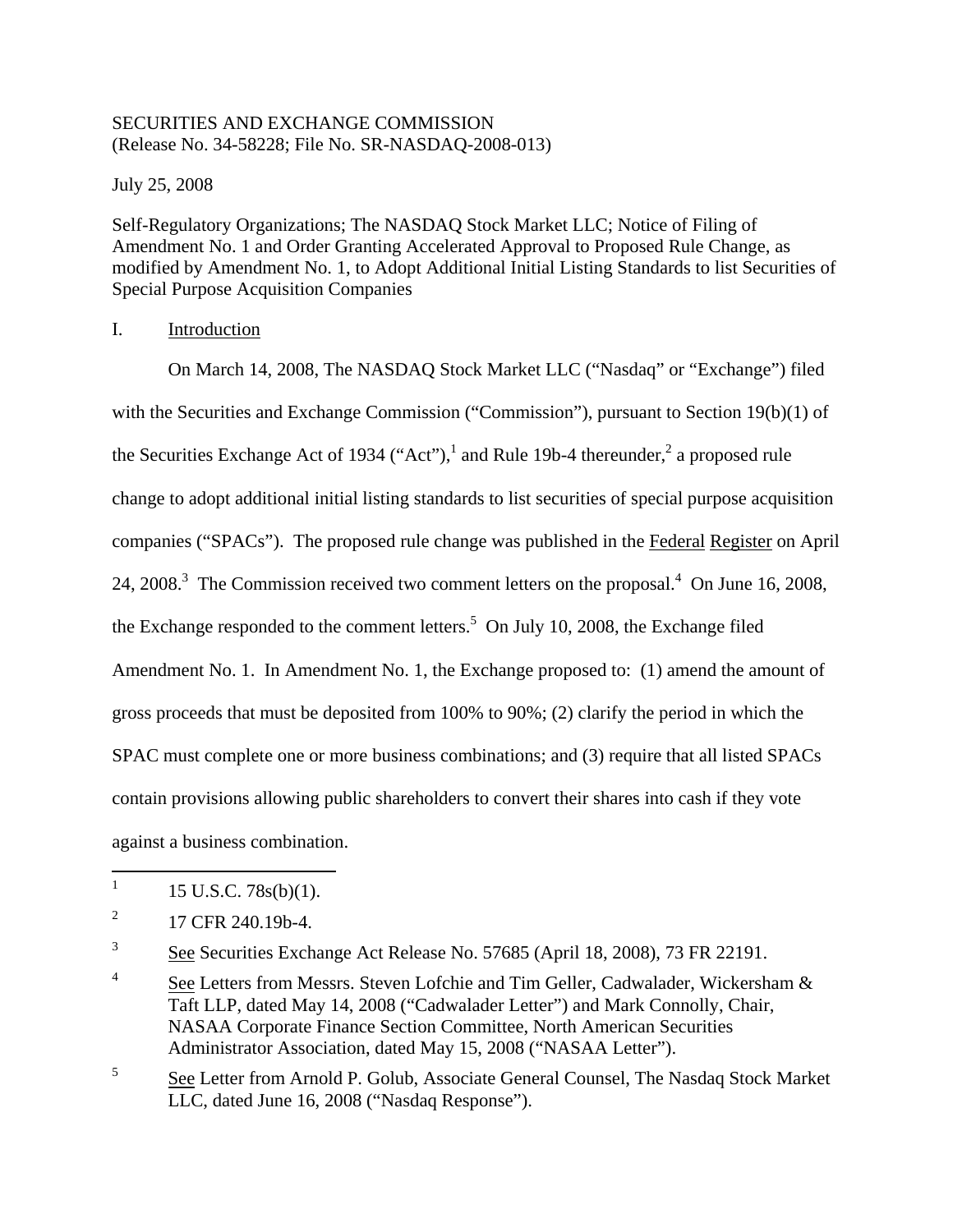SECURITIES AND EXCHANGE COMMISSION
(Release No. 34-58228; File No. SR-NASDAQ-2008-013)

July 25, 2008

Self-Regulatory Organizations; The NASDAQ Stock Market LLC; Notice of Filing of Amendment No. 1 and Order Granting Accelerated Approval to Proposed Rule Change, as modified by Amendment No. 1, to Adopt Additional Initial Listing Standards to list Securities of Special Purpose Acquisition Companies

## I. Introduction

On March 14, 2008, The NASDAQ Stock Market LLC ("Nasdaq" or "Exchange") filed with the Securities and Exchange Commission ("Commission"), pursuant to Section 19(b)(1) of the Securities Exchange Act of 1934 ("Act"),[1] and Rule 19b-4 thereunder,[2] a proposed rule change to adopt additional initial listing standards to list securities of special purpose acquisition companies ("SPACs"). The proposed rule change was published in the Federal Register on April 24, 2008.[3] The Commission received two comment letters on the proposal.[4] On June 16, 2008, the Exchange responded to the comment letters.[5] On July 10, 2008, the Exchange filed Amendment No. 1. In Amendment No. 1, the Exchange proposed to: (1) amend the amount of gross proceeds that must be deposited from 100% to 90%; (2) clarify the period in which the SPAC must complete one or more business combinations; and (3) require that all listed SPACs contain provisions allowing public shareholders to convert their shares into cash if they vote against a business combination.

---

[1] 15 U.S.C. 78s(b)(1).

[2] 17 CFR 240.19b-4.

[3] See Securities Exchange Act Release No. 57685 (April 18, 2008), 73 FR 22191.

[4] See Letters from Messrs. Steven Lofchie and Tim Geller, Cadwalader, Wickersham & Taft LLP, dated May 14, 2008 ("Cadwalader Letter") and Mark Connolly, Chair, NASAA Corporate Finance Section Committee, North American Securities Administrator Association, dated May 15, 2008 ("NASAA Letter").

[5] See Letter from Arnold P. Golub, Associate General Counsel, The Nasdaq Stock Market LLC, dated June 16, 2008 ("Nasdaq Response").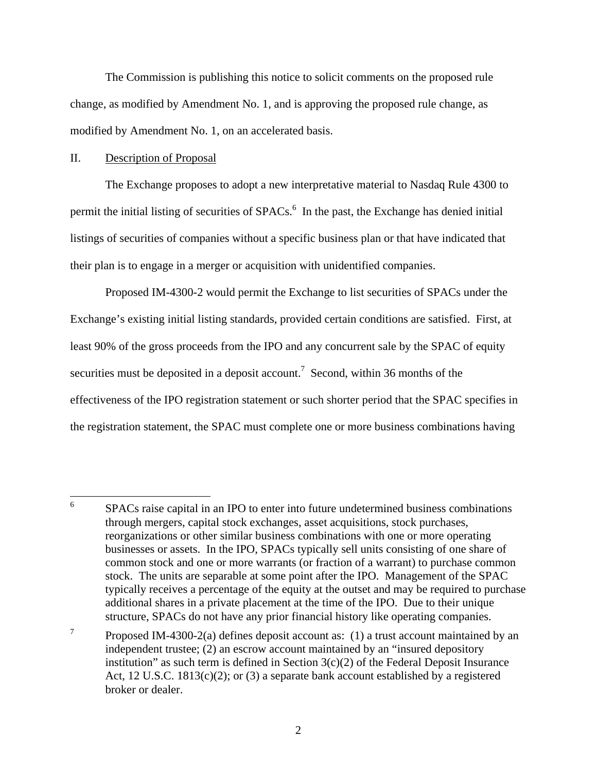The Commission is publishing this notice to solicit comments on the proposed rule change, as modified by Amendment No. 1, and is approving the proposed rule change, as modified by Amendment No. 1, on an accelerated basis.

## II. Description of Proposal

The Exchange proposes to adopt a new interpretative material to Nasdaq Rule 4300 to permit the initial listing of securities of SPACs.[6] In the past, the Exchange has denied initial listings of securities of companies without a specific business plan or that have indicated that their plan is to engage in a merger or acquisition with unidentified companies.

Proposed IM-4300-2 would permit the Exchange to list securities of SPACs under the Exchange's existing initial listing standards, provided certain conditions are satisfied. First, at least 90% of the gross proceeds from the IPO and any concurrent sale by the SPAC of equity securities must be deposited in a deposit account.[7] Second, within 36 months of the effectiveness of the IPO registration statement or such shorter period that the SPAC specifies in the registration statement, the SPAC must complete one or more business combinations having

---

[6] SPACs raise capital in an IPO to enter into future undetermined business combinations through mergers, capital stock exchanges, asset acquisitions, stock purchases, reorganizations or other similar business combinations with one or more operating businesses or assets. In the IPO, SPACs typically sell units consisting of one share of common stock and one or more warrants (or fraction of a warrant) to purchase common stock. The units are separable at some point after the IPO. Management of the SPAC typically receives a percentage of the equity at the outset and may be required to purchase additional shares in a private placement at the time of the IPO. Due to their unique structure, SPACs do not have any prior financial history like operating companies.

[7] Proposed IM-4300-2(a) defines deposit account as: (1) a trust account maintained by an independent trustee; (2) an escrow account maintained by an "insured depository institution" as such term is defined in Section 3(c)(2) of the Federal Deposit Insurance Act, 12 U.S.C. 1813(c)(2); or (3) a separate bank account established by a registered broker or dealer.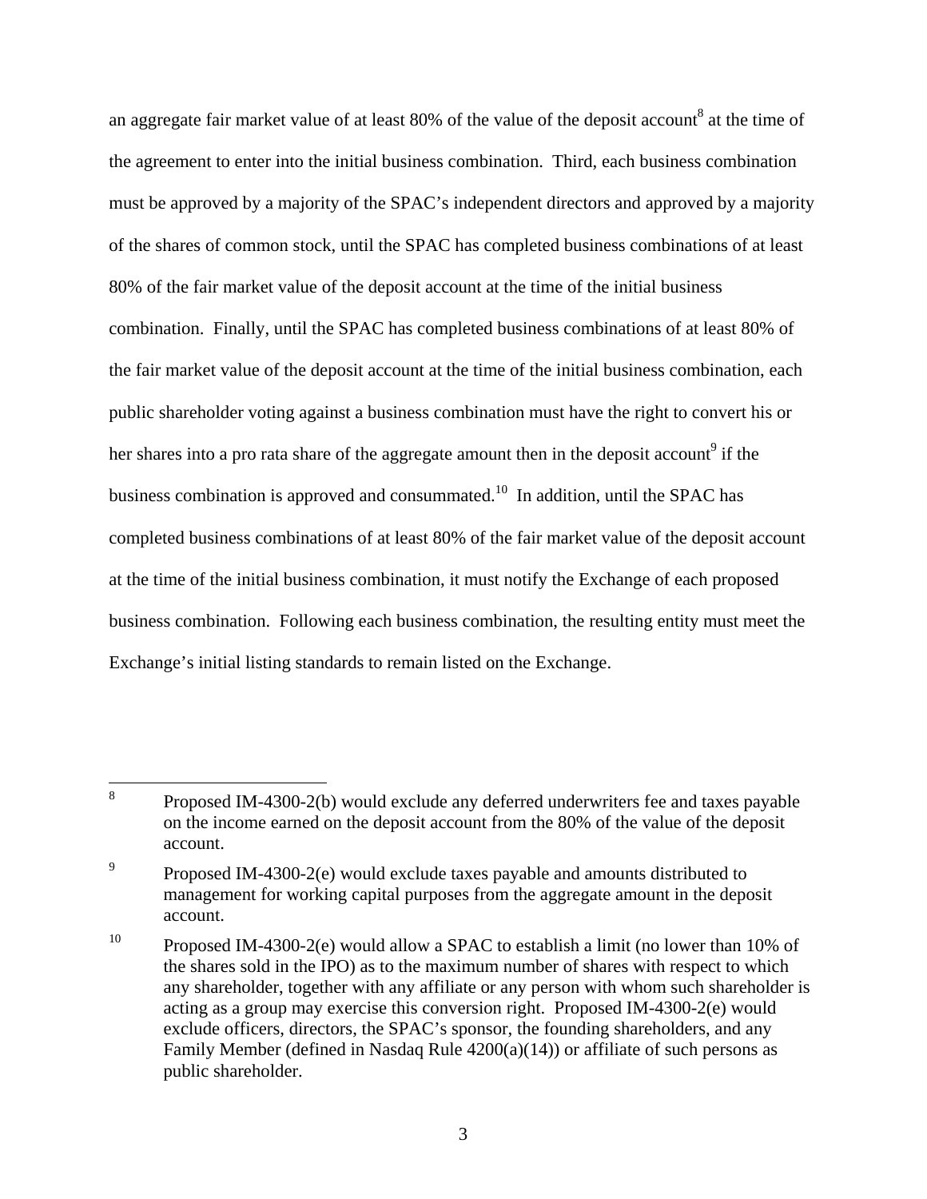an aggregate fair market value of at least 80% of the value of the deposit account[8] at the time of the agreement to enter into the initial business combination. Third, each business combination must be approved by a majority of the SPAC's independent directors and approved by a majority of the shares of common stock, until the SPAC has completed business combinations of at least 80% of the fair market value of the deposit account at the time of the initial business combination. Finally, until the SPAC has completed business combinations of at least 80% of the fair market value of the deposit account at the time of the initial business combination, each public shareholder voting against a business combination must have the right to convert his or her shares into a pro rata share of the aggregate amount then in the deposit account[9] if the business combination is approved and consummated.[10] In addition, until the SPAC has completed business combinations of at least 80% of the fair market value of the deposit account at the time of the initial business combination, it must notify the Exchange of each proposed business combination. Following each business combination, the resulting entity must meet the Exchange's initial listing standards to remain listed on the Exchange.

---

[8] Proposed IM-4300-2(b) would exclude any deferred underwriters fee and taxes payable on the income earned on the deposit account from the 80% of the value of the deposit account.

[9] Proposed IM-4300-2(e) would exclude taxes payable and amounts distributed to management for working capital purposes from the aggregate amount in the deposit account.

[10] Proposed IM-4300-2(e) would allow a SPAC to establish a limit (no lower than 10% of the shares sold in the IPO) as to the maximum number of shares with respect to which any shareholder, together with any affiliate or any person with whom such shareholder is acting as a group may exercise this conversion right. Proposed IM-4300-2(e) would exclude officers, directors, the SPAC's sponsor, the founding shareholders, and any Family Member (defined in Nasdaq Rule 4200(a)(14)) or affiliate of such persons as public shareholder.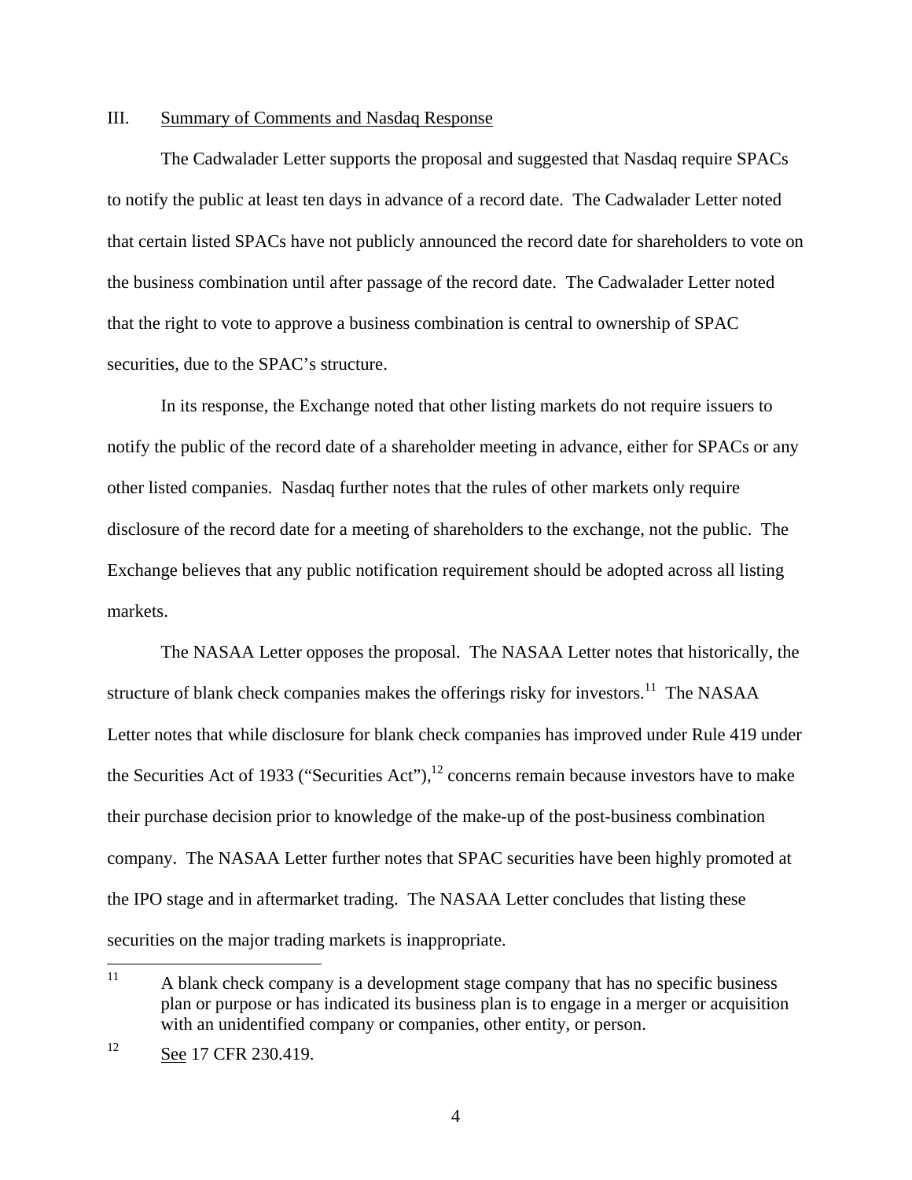## III. Summary of Comments and Nasdaq Response

The Cadwalader Letter supports the proposal and suggested that Nasdaq require SPACs to notify the public at least ten days in advance of a record date. The Cadwalader Letter noted that certain listed SPACs have not publicly announced the record date for shareholders to vote on the business combination until after passage of the record date. The Cadwalader Letter noted that the right to vote to approve a business combination is central to ownership of SPAC securities, due to the SPAC's structure.

In its response, the Exchange noted that other listing markets do not require issuers to notify the public of the record date of a shareholder meeting in advance, either for SPACs or any other listed companies. Nasdaq further notes that the rules of other markets only require disclosure of the record date for a meeting of shareholders to the exchange, not the public. The Exchange believes that any public notification requirement should be adopted across all listing markets.

The NASAA Letter opposes the proposal. The NASAA Letter notes that historically, the structure of blank check companies makes the offerings risky for investors.[11] The NASAA Letter notes that while disclosure for blank check companies has improved under Rule 419 under the Securities Act of 1933 ("Securities Act"),[12] concerns remain because investors have to make their purchase decision prior to knowledge of the make-up of the post-business combination company. The NASAA Letter further notes that SPAC securities have been highly promoted at the IPO stage and in aftermarket trading. The NASAA Letter concludes that listing these securities on the major trading markets is inappropriate.

---

[11] A blank check company is a development stage company that has no specific business plan or purpose or has indicated its business plan is to engage in a merger or acquisition with an unidentified company or companies, other entity, or person.

[12] See 17 CFR 230.419.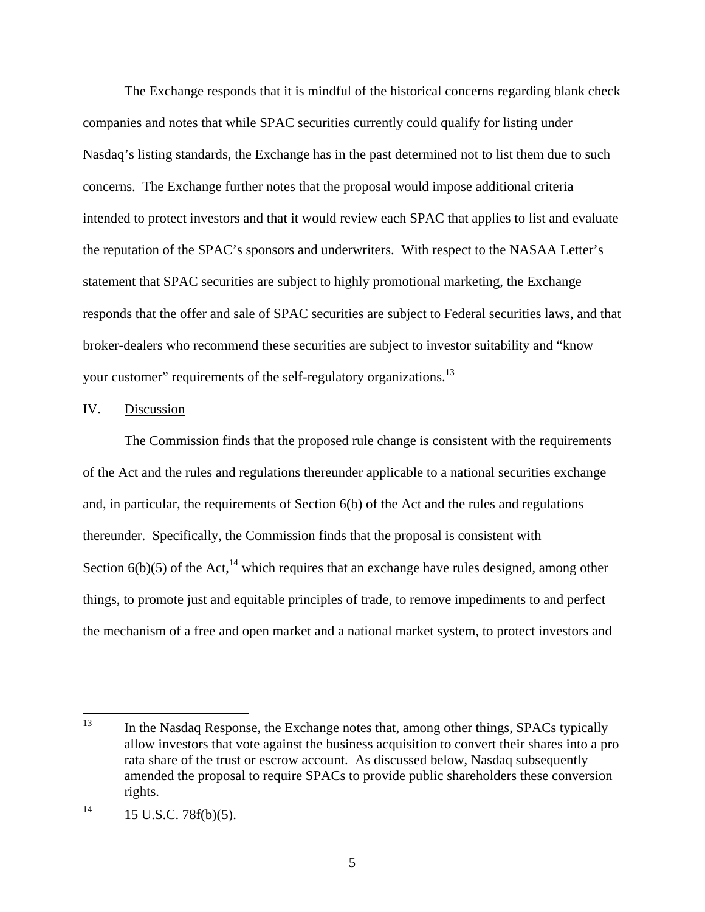The Exchange responds that it is mindful of the historical concerns regarding blank check companies and notes that while SPAC securities currently could qualify for listing under Nasdaq's listing standards, the Exchange has in the past determined not to list them due to such concerns. The Exchange further notes that the proposal would impose additional criteria intended to protect investors and that it would review each SPAC that applies to list and evaluate the reputation of the SPAC's sponsors and underwriters. With respect to the NASAA Letter's statement that SPAC securities are subject to highly promotional marketing, the Exchange responds that the offer and sale of SPAC securities are subject to Federal securities laws, and that broker-dealers who recommend these securities are subject to investor suitability and "know your customer" requirements of the self-regulatory organizations.[13]

## IV. Discussion

The Commission finds that the proposed rule change is consistent with the requirements of the Act and the rules and regulations thereunder applicable to a national securities exchange and, in particular, the requirements of Section 6(b) of the Act and the rules and regulations thereunder. Specifically, the Commission finds that the proposal is consistent with Section 6(b)(5) of the Act,[14] which requires that an exchange have rules designed, among other things, to promote just and equitable principles of trade, to remove impediments to and perfect the mechanism of a free and open market and a national market system, to protect investors and

---

[13] In the Nasdaq Response, the Exchange notes that, among other things, SPACs typically allow investors that vote against the business acquisition to convert their shares into a pro rata share of the trust or escrow account. As discussed below, Nasdaq subsequently amended the proposal to require SPACs to provide public shareholders these conversion rights.

[14] 15 U.S.C. 78f(b)(5).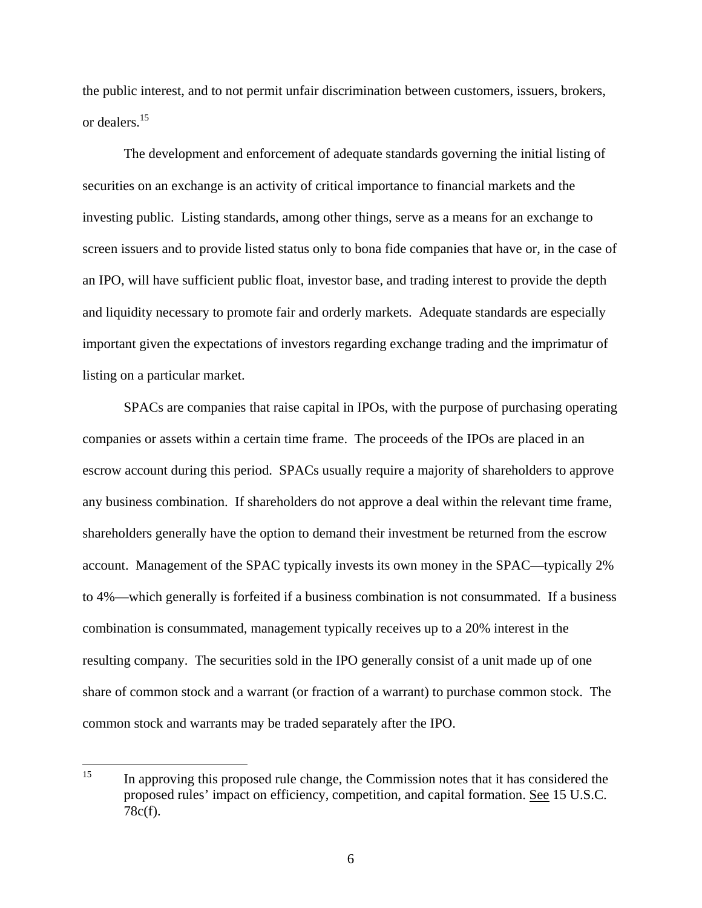the public interest, and to not permit unfair discrimination between customers, issuers, brokers, or dealers.[15]

The development and enforcement of adequate standards governing the initial listing of securities on an exchange is an activity of critical importance to financial markets and the investing public. Listing standards, among other things, serve as a means for an exchange to screen issuers and to provide listed status only to bona fide companies that have or, in the case of an IPO, will have sufficient public float, investor base, and trading interest to provide the depth and liquidity necessary to promote fair and orderly markets. Adequate standards are especially important given the expectations of investors regarding exchange trading and the imprimatur of listing on a particular market.

SPACs are companies that raise capital in IPOs, with the purpose of purchasing operating companies or assets within a certain time frame. The proceeds of the IPOs are placed in an escrow account during this period. SPACs usually require a majority of shareholders to approve any business combination. If shareholders do not approve a deal within the relevant time frame, shareholders generally have the option to demand their investment be returned from the escrow account. Management of the SPAC typically invests its own money in the SPAC—typically 2% to 4%—which generally is forfeited if a business combination is not consummated. If a business combination is consummated, management typically receives up to a 20% interest in the resulting company. The securities sold in the IPO generally consist of a unit made up of one share of common stock and a warrant (or fraction of a warrant) to purchase common stock. The common stock and warrants may be traded separately after the IPO.

---

[15] In approving this proposed rule change, the Commission notes that it has considered the proposed rules' impact on efficiency, competition, and capital formation. See 15 U.S.C. 78c(f).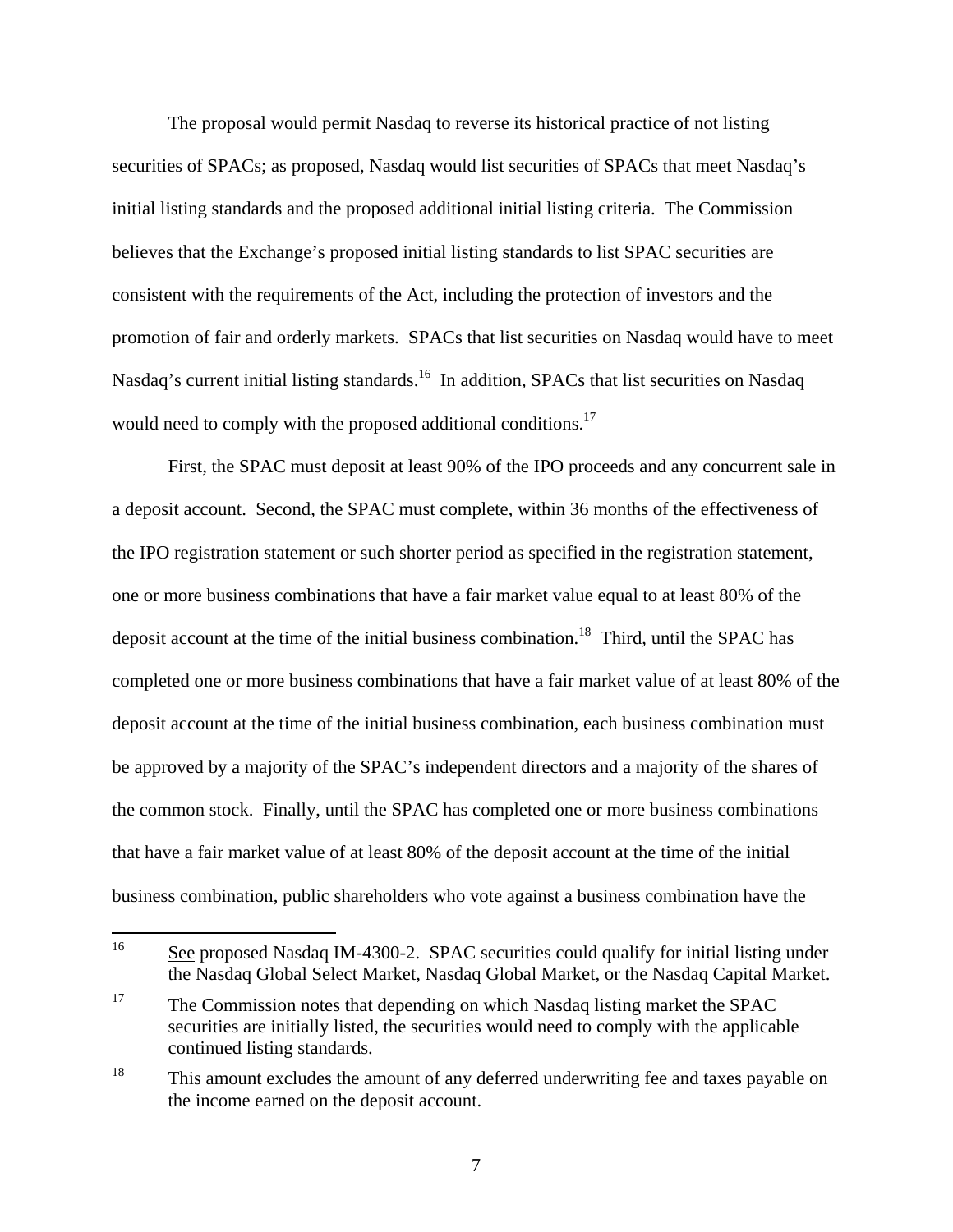The proposal would permit Nasdaq to reverse its historical practice of not listing securities of SPACs; as proposed, Nasdaq would list securities of SPACs that meet Nasdaq's initial listing standards and the proposed additional initial listing criteria. The Commission believes that the Exchange's proposed initial listing standards to list SPAC securities are consistent with the requirements of the Act, including the protection of investors and the promotion of fair and orderly markets. SPACs that list securities on Nasdaq would have to meet Nasdaq's current initial listing standards.[16] In addition, SPACs that list securities on Nasdaq would need to comply with the proposed additional conditions.[17]

First, the SPAC must deposit at least 90% of the IPO proceeds and any concurrent sale in a deposit account. Second, the SPAC must complete, within 36 months of the effectiveness of the IPO registration statement or such shorter period as specified in the registration statement, one or more business combinations that have a fair market value equal to at least 80% of the deposit account at the time of the initial business combination.[18] Third, until the SPAC has completed one or more business combinations that have a fair market value of at least 80% of the deposit account at the time of the initial business combination, each business combination must be approved by a majority of the SPAC's independent directors and a majority of the shares of the common stock. Finally, until the SPAC has completed one or more business combinations that have a fair market value of at least 80% of the deposit account at the time of the initial business combination, public shareholders who vote against a business combination have the

---

[16] See proposed Nasdaq IM-4300-2. SPAC securities could qualify for initial listing under the Nasdaq Global Select Market, Nasdaq Global Market, or the Nasdaq Capital Market.

[17] The Commission notes that depending on which Nasdaq listing market the SPAC securities are initially listed, the securities would need to comply with the applicable continued listing standards.

[18] This amount excludes the amount of any deferred underwriting fee and taxes payable on the income earned on the deposit account.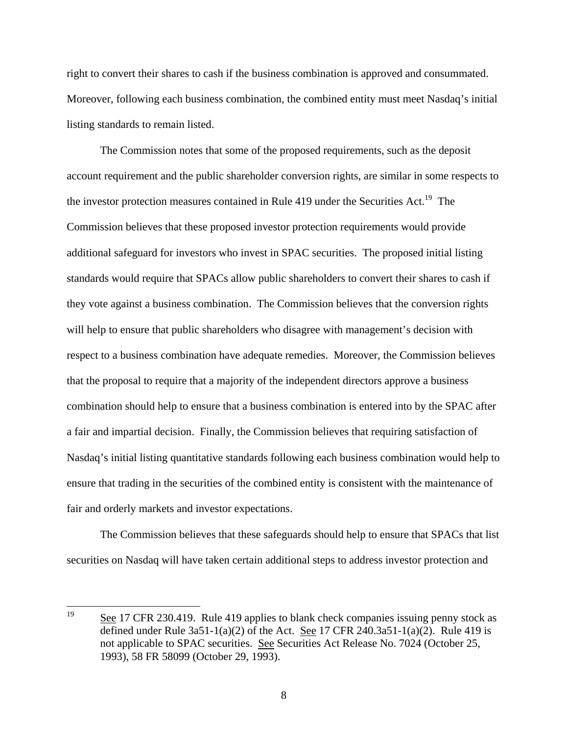right to convert their shares to cash if the business combination is approved and consummated. Moreover, following each business combination, the combined entity must meet Nasdaq's initial listing standards to remain listed.

The Commission notes that some of the proposed requirements, such as the deposit account requirement and the public shareholder conversion rights, are similar in some respects to the investor protection measures contained in Rule 419 under the Securities Act.[19] The Commission believes that these proposed investor protection requirements would provide additional safeguard for investors who invest in SPAC securities. The proposed initial listing standards would require that SPACs allow public shareholders to convert their shares to cash if they vote against a business combination. The Commission believes that the conversion rights will help to ensure that public shareholders who disagree with management's decision with respect to a business combination have adequate remedies. Moreover, the Commission believes that the proposal to require that a majority of the independent directors approve a business combination should help to ensure that a business combination is entered into by the SPAC after a fair and impartial decision. Finally, the Commission believes that requiring satisfaction of Nasdaq's initial listing quantitative standards following each business combination would help to ensure that trading in the securities of the combined entity is consistent with the maintenance of fair and orderly markets and investor expectations.

The Commission believes that these safeguards should help to ensure that SPACs that list securities on Nasdaq will have taken certain additional steps to address investor protection and

---

[19] See 17 CFR 230.419. Rule 419 applies to blank check companies issuing penny stock as defined under Rule 3a51-1(a)(2) of the Act. See 17 CFR 240.3a51-1(a)(2). Rule 419 is not applicable to SPAC securities. See Securities Act Release No. 7024 (October 25, 1993), 58 FR 58099 (October 29, 1993).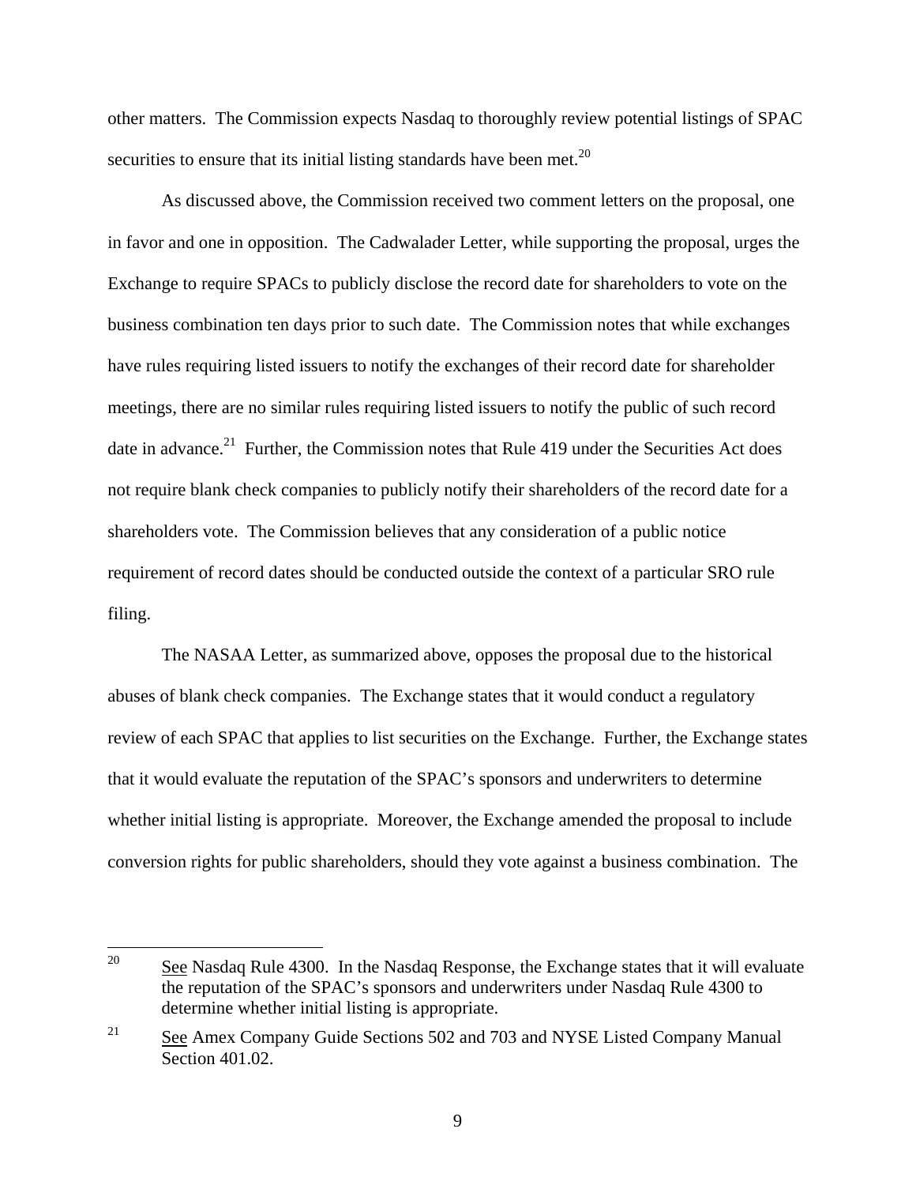other matters. The Commission expects Nasdaq to thoroughly review potential listings of SPAC securities to ensure that its initial listing standards have been met.[20]

As discussed above, the Commission received two comment letters on the proposal, one in favor and one in opposition. The Cadwalader Letter, while supporting the proposal, urges the Exchange to require SPACs to publicly disclose the record date for shareholders to vote on the business combination ten days prior to such date. The Commission notes that while exchanges have rules requiring listed issuers to notify the exchanges of their record date for shareholder meetings, there are no similar rules requiring listed issuers to notify the public of such record date in advance.[21] Further, the Commission notes that Rule 419 under the Securities Act does not require blank check companies to publicly notify their shareholders of the record date for a shareholders vote. The Commission believes that any consideration of a public notice requirement of record dates should be conducted outside the context of a particular SRO rule filing.

The NASAA Letter, as summarized above, opposes the proposal due to the historical abuses of blank check companies. The Exchange states that it would conduct a regulatory review of each SPAC that applies to list securities on the Exchange. Further, the Exchange states that it would evaluate the reputation of the SPAC's sponsors and underwriters to determine whether initial listing is appropriate. Moreover, the Exchange amended the proposal to include conversion rights for public shareholders, should they vote against a business combination. The

---

[20] See Nasdaq Rule 4300. In the Nasdaq Response, the Exchange states that it will evaluate the reputation of the SPAC's sponsors and underwriters under Nasdaq Rule 4300 to determine whether initial listing is appropriate.

[21] See Amex Company Guide Sections 502 and 703 and NYSE Listed Company Manual Section 401.02.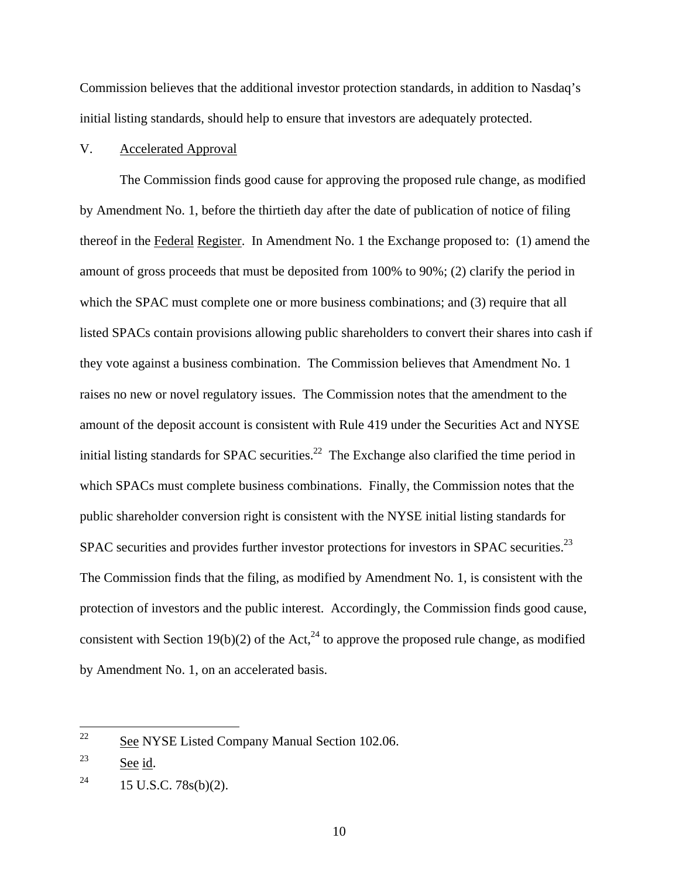Commission believes that the additional investor protection standards, in addition to Nasdaq's initial listing standards, should help to ensure that investors are adequately protected.

## V. Accelerated Approval

The Commission finds good cause for approving the proposed rule change, as modified by Amendment No. 1, before the thirtieth day after the date of publication of notice of filing thereof in the Federal Register. In Amendment No. 1 the Exchange proposed to: (1) amend the amount of gross proceeds that must be deposited from 100% to 90%; (2) clarify the period in which the SPAC must complete one or more business combinations; and (3) require that all listed SPACs contain provisions allowing public shareholders to convert their shares into cash if they vote against a business combination. The Commission believes that Amendment No. 1 raises no new or novel regulatory issues. The Commission notes that the amendment to the amount of the deposit account is consistent with Rule 419 under the Securities Act and NYSE initial listing standards for SPAC securities.[22] The Exchange also clarified the time period in which SPACs must complete business combinations. Finally, the Commission notes that the public shareholder conversion right is consistent with the NYSE initial listing standards for SPAC securities and provides further investor protections for investors in SPAC securities.[23] The Commission finds that the filing, as modified by Amendment No. 1, is consistent with the protection of investors and the public interest. Accordingly, the Commission finds good cause, consistent with Section 19(b)(2) of the Act,[24] to approve the proposed rule change, as modified by Amendment No. 1, on an accelerated basis.

---

[22] See NYSE Listed Company Manual Section 102.06.

[23] See id.

[24] 15 U.S.C. 78s(b)(2).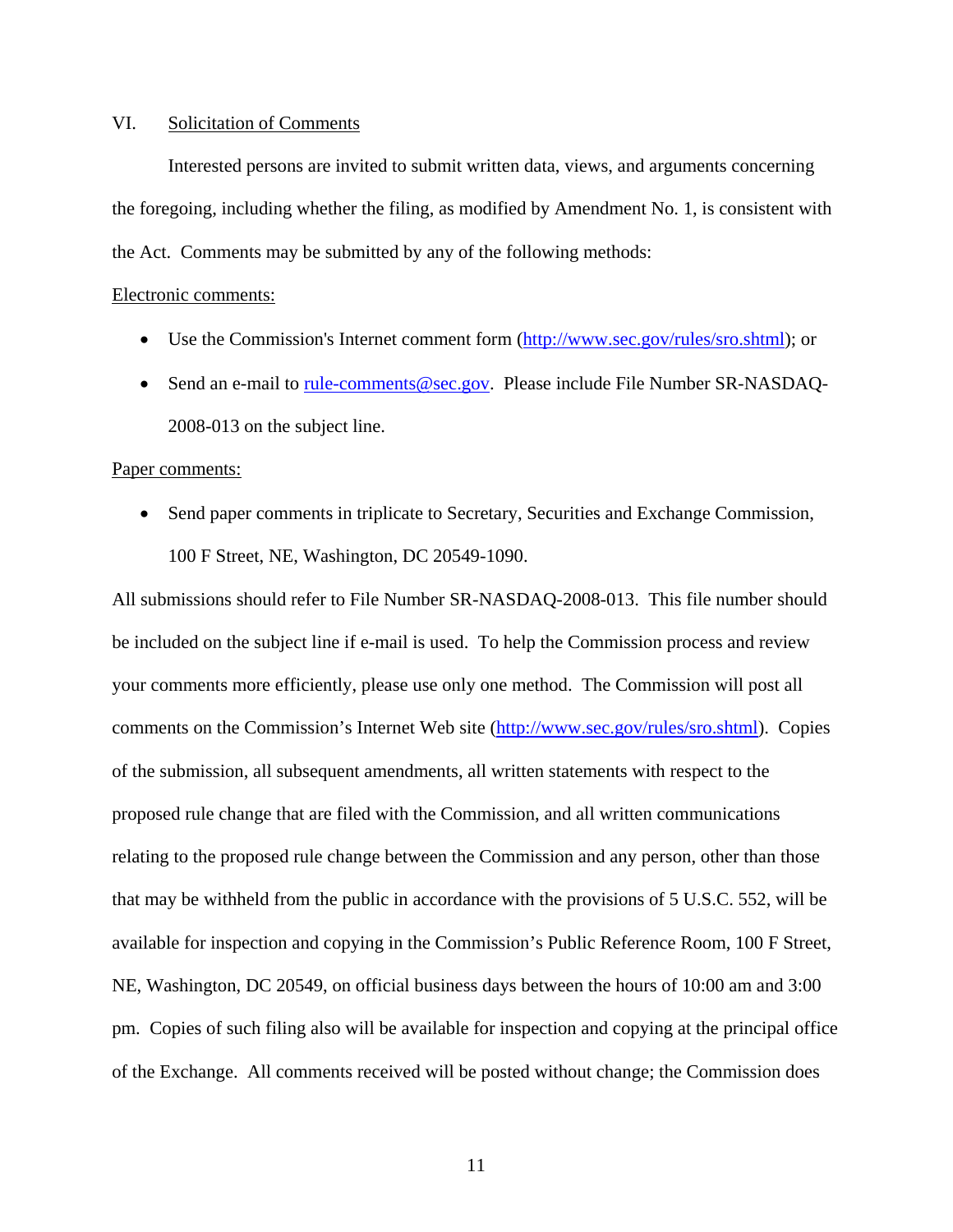## VI. Solicitation of Comments

Interested persons are invited to submit written data, views, and arguments concerning the foregoing, including whether the filing, as modified by Amendment No. 1, is consistent with the Act. Comments may be submitted by any of the following methods:

Electronic comments:

- Use the Commission's Internet comment form (http://www.sec.gov/rules/sro.shtml); or
- Send an e-mail to rule-comments@sec.gov. Please include File Number SR-NASDAQ-2008-013 on the subject line.

Paper comments:

- Send paper comments in triplicate to Secretary, Securities and Exchange Commission, 100 F Street, NE, Washington, DC 20549-1090.

All submissions should refer to File Number SR-NASDAQ-2008-013. This file number should be included on the subject line if e-mail is used. To help the Commission process and review your comments more efficiently, please use only one method. The Commission will post all comments on the Commission's Internet Web site (http://www.sec.gov/rules/sro.shtml). Copies of the submission, all subsequent amendments, all written statements with respect to the proposed rule change that are filed with the Commission, and all written communications relating to the proposed rule change between the Commission and any person, other than those that may be withheld from the public in accordance with the provisions of 5 U.S.C. 552, will be available for inspection and copying in the Commission's Public Reference Room, 100 F Street, NE, Washington, DC 20549, on official business days between the hours of 10:00 am and 3:00 pm. Copies of such filing also will be available for inspection and copying at the principal office of the Exchange. All comments received will be posted without change; the Commission does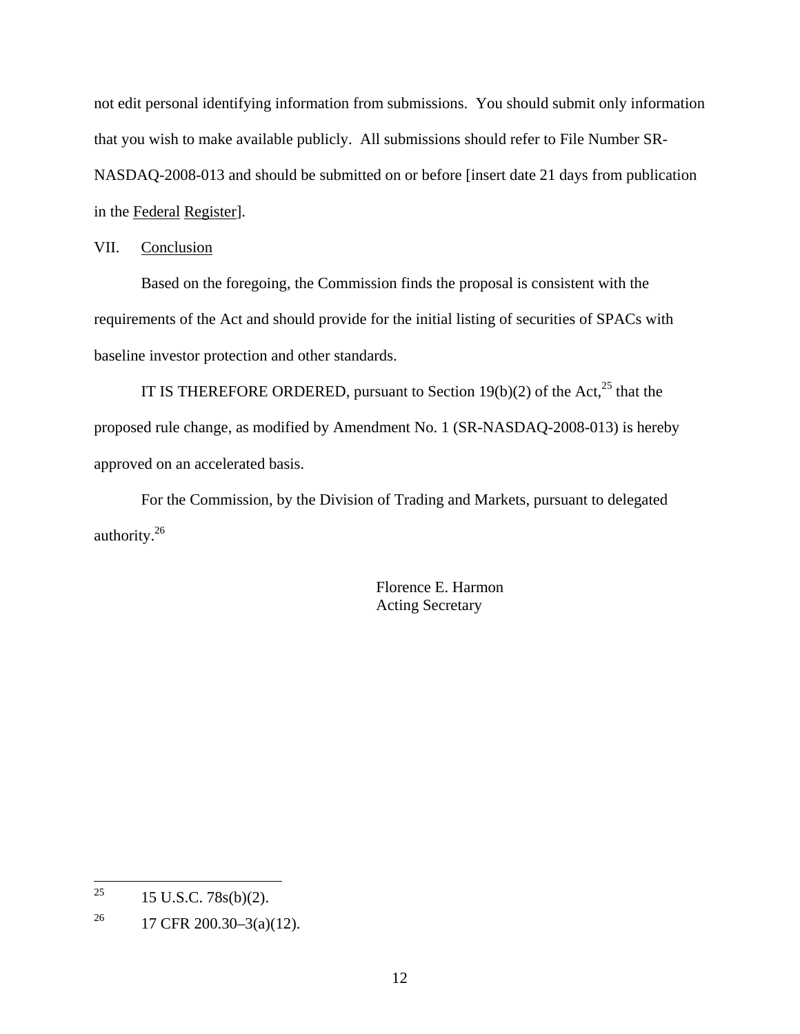not edit personal identifying information from submissions. You should submit only information that you wish to make available publicly. All submissions should refer to File Number SR-NASDAQ-2008-013 and should be submitted on or before [insert date 21 days from publication in the Federal Register].

## VII. Conclusion

Based on the foregoing, the Commission finds the proposal is consistent with the requirements of the Act and should provide for the initial listing of securities of SPACs with baseline investor protection and other standards.

IT IS THEREFORE ORDERED, pursuant to Section 19(b)(2) of the Act,[25] that the proposed rule change, as modified by Amendment No. 1 (SR-NASDAQ-2008-013) is hereby approved on an accelerated basis.

For the Commission, by the Division of Trading and Markets, pursuant to delegated authority.[26]

Florence E. Harmon
Acting Secretary

---

[25] 15 U.S.C. 78s(b)(2).

[26] 17 CFR 200.30–3(a)(12).